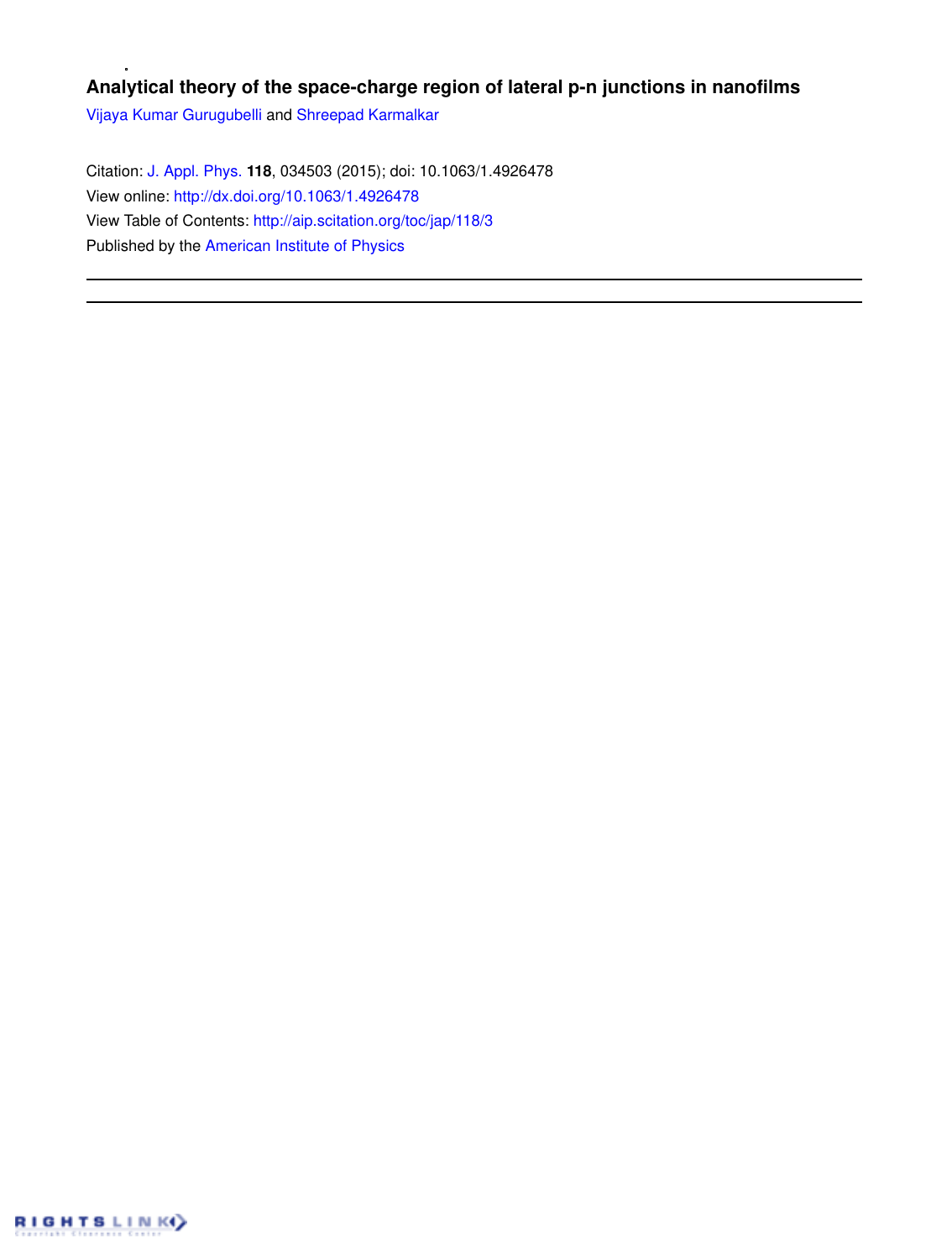# Analytical theory of the space-charge region of lateral p-n junctions in nanofilms

Vijaya Kumar Gurugubelli and Shreepad Karmalkar

Citation: J. Appl. Phys. **118**, 034503 (2015); doi: 10.1063/1.4926478

View online: http://dx.doi.org/10.1063/1.4926478

View Table of Contents: http://aip.scitation.org/toc/jap/118/3

Published by the American Institute of Physics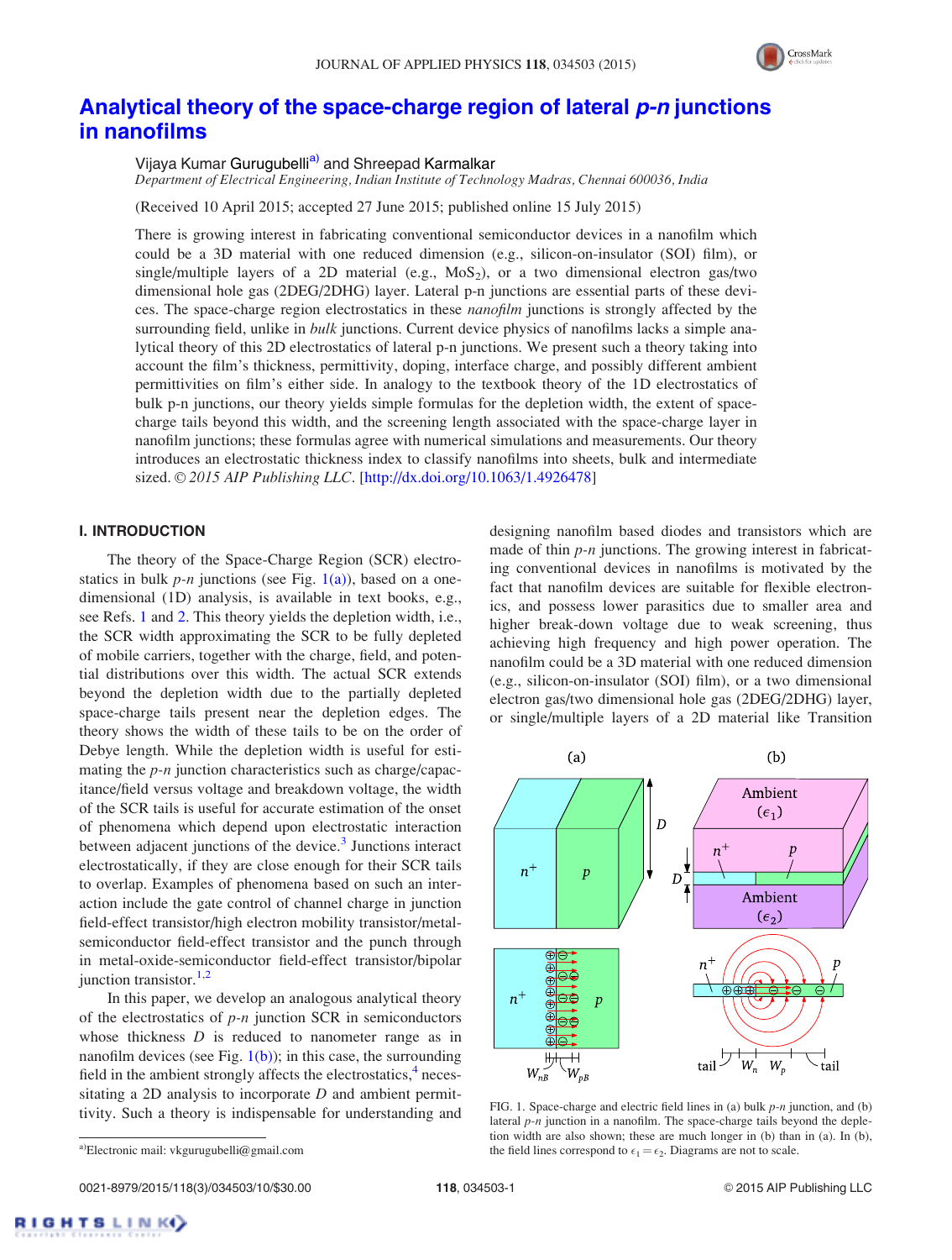# Analytical theory of the space-charge region of lateral *p-n* junctions in nanofilms

Vijaya Kumar Gurugubelli[a)] and Shreepad Karmalkar

*Department of Electrical Engineering, Indian Institute of Technology Madras, Chennai 600036, India*

(Received 10 April 2015; accepted 27 June 2015; published online 15 July 2015)

There is growing interest in fabricating conventional semiconductor devices in a nanofilm which could be a 3D material with one reduced dimension (e.g., silicon-on-insulator (SOI) film), or single/multiple layers of a 2D material (e.g., $MoS_2$), or a two dimensional electron gas/two dimensional hole gas (2DEG/2DHG) layer. Lateral p-n junctions are essential parts of these devices. The space-charge region electrostatics in these *nanofilm* junctions is strongly affected by the surrounding field, unlike in *bulk* junctions. Current device physics of nanofilms lacks a simple analytical theory of this 2D electrostatics of lateral p-n junctions. We present such a theory taking into account the film's thickness, permittivity, doping, interface charge, and possibly different ambient permittivities on film's either side. In analogy to the textbook theory of the 1D electrostatics of bulk p-n junctions, our theory yields simple formulas for the depletion width, the extent of space-charge tails beyond this width, and the screening length associated with the space-charge layer in nanofilm junctions; these formulas agree with numerical simulations and measurements. Our theory introduces an electrostatic thickness index to classify nanofilms into sheets, bulk and intermediate sized. © *2015 AIP Publishing LLC*. [http://dx.doi.org/10.1063/1.4926478]

## I. INTRODUCTION

The theory of the Space-Charge Region (SCR) electrostatics in bulk *p-n* junctions (see Fig. 1(a)), based on a one-dimensional (1D) analysis, is available in text books, e.g., see Refs. 1 and 2. This theory yields the depletion width, i.e., the SCR width approximating the SCR to be fully depleted of mobile carriers, together with the charge, field, and potential distributions over this width. The actual SCR extends beyond the depletion width due to the partially depleted space-charge tails present near the depletion edges. The theory shows the width of these tails to be on the order of Debye length. While the depletion width is useful for estimating the *p-n* junction characteristics such as charge/capacitance/field versus voltage and breakdown voltage, the width of the SCR tails is useful for accurate estimation of the onset of phenomena which depend upon electrostatic interaction between adjacent junctions of the device.[3] Junctions interact electrostatically, if they are close enough for their SCR tails to overlap. Examples of phenomena based on such an interaction include the gate control of channel charge in junction field-effect transistor/high electron mobility transistor/metal-semiconductor field-effect transistor and the punch through in metal-oxide-semiconductor field-effect transistor/bipolar junction transistor.[1,2]

In this paper, we develop an analogous analytical theory of the electrostatics of *p-n* junction SCR in semiconductors whose thickness $D$ is reduced to nanometer range as in nanofilm devices (see Fig. 1(b)); in this case, the surrounding field in the ambient strongly affects the electrostatics,[4] necessitating a 2D analysis to incorporate $D$ and ambient permittivity. Such a theory is indispensable for understanding and designing nanofilm based diodes and transistors which are made of thin *p-n* junctions. The growing interest in fabricating conventional devices in nanofilms is motivated by the fact that nanofilm devices are suitable for flexible electronics, and possess lower parasitics due to smaller area and higher break-down voltage due to weak screening, thus achieving high frequency and high power operation. The nanofilm could be a 3D material with one reduced dimension (e.g., silicon-on-insulator (SOI) film), or a two dimensional electron gas/two dimensional hole gas (2DEG/2DHG) layer, or single/multiple layers of a 2D material like Transition

FIG. 1. Space-charge and electric field lines in (a) bulk *p-n* junction, and (b) lateral *p-n* junction in a nanofilm. The space-charge tails beyond the depletion width are also shown; these are much longer in (b) than in (a). In (b), the field lines correspond to $\epsilon_1 = \epsilon_2$. Diagrams are not to scale.

[a)]Electronic mail: vkgurugubelli@gmail.com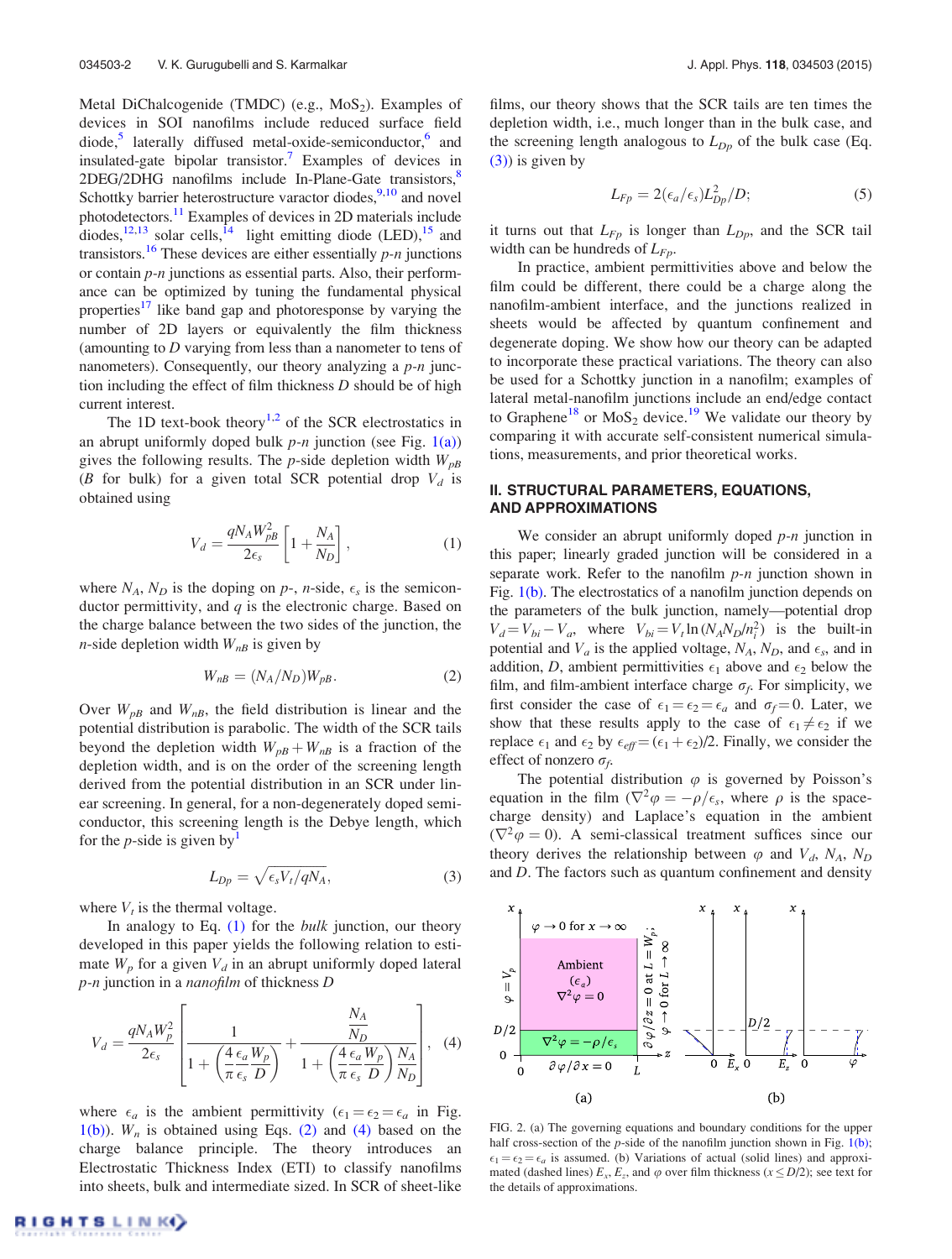Metal DiChalcogenide (TMDC) (e.g., $MoS_2$). Examples of devices in SOI nanofilms include reduced surface field diode,[5] laterally diffused metal-oxide-semiconductor,[6] and insulated-gate bipolar transistor.[7] Examples of devices in 2DEG/2DHG nanofilms include In-Plane-Gate transistors,[8] Schottky barrier heterostructure varactor diodes,[9,10] and novel photodetectors.[11] Examples of devices in 2D materials include diodes,[12,13] solar cells,[14] light emitting diode (LED),[15] and transistors.[16] These devices are either essentially *p-n* junctions or contain *p-n* junctions as essential parts. Also, their performance can be optimized by tuning the fundamental physical properties[17] like band gap and photoresponse by varying the number of 2D layers or equivalently the film thickness (amounting to $D$ varying from less than a nanometer to tens of nanometers). Consequently, our theory analyzing a *p-n* junction including the effect of film thickness $D$ should be of high current interest.

The 1D text-book theory[1,2] of the SCR electrostatics in an abrupt uniformly doped bulk *p-n* junction (see Fig. 1(a)) gives the following results. The *p*-side depletion width $W_{pB}$ ($B$ for bulk) for a given total SCR potential drop $V_d$ is obtained using

$$V_d = \frac{qN_A W_{pB}^2}{2\epsilon_s}\left[1 + \frac{N_A}{N_D}\right], \tag{1}$$

where $N_A$, $N_D$ is the doping on *p*-, *n*-side, $\epsilon_s$ is the semiconductor permittivity, and $q$ is the electronic charge. Based on the charge balance between the two sides of the junction, the *n*-side depletion width $W_{nB}$ is given by

$$W_{nB} = (N_A/N_D)W_{pB}. \tag{2}$$

Over $W_{pB}$ and $W_{nB}$, the field distribution is linear and the potential distribution is parabolic. The width of the SCR tails beyond the depletion width $W_{pB} + W_{nB}$ is a fraction of the depletion width, and is on the order of the screening length derived from the potential distribution in an SCR under linear screening. In general, for a non-degenerately doped semiconductor, this screening length is the Debye length, which for the *p*-side is given by[1]

$$L_{Dp} = \sqrt{\epsilon_s V_t / qN_A}, \tag{3}$$

where $V_t$ is the thermal voltage.

In analogy to Eq. (1) for the *bulk* junction, our theory developed in this paper yields the following relation to estimate $W_p$ for a given $V_d$ in an abrupt uniformly doped lateral *p-n* junction in a *nanofilm* of thickness $D$

$$V_d = \frac{qN_A W_p^2}{2\epsilon_s}\left[\frac{1}{1+\left(\dfrac{4}{\pi}\dfrac{\epsilon_a}{\epsilon_s}\dfrac{W_p}{D}\right)} + \frac{\dfrac{N_A}{N_D}}{1+\left(\dfrac{4}{\pi}\dfrac{\epsilon_a}{\epsilon_s}\dfrac{W_p}{D}\right)\dfrac{N_A}{N_D}}\right], \tag{4}$$

where $\epsilon_a$ is the ambient permittivity ($\epsilon_1 = \epsilon_2 = \epsilon_a$ in Fig. 1(b)). $W_n$ is obtained using Eqs. (2) and (4) based on the charge balance principle. The theory introduces an Electrostatic Thickness Index (ETI) to classify nanofilms into sheets, bulk and intermediate sized. In SCR of sheet-like films, our theory shows that the SCR tails are ten times the depletion width, i.e., much longer than in the bulk case, and the screening length analogous to $L_{Dp}$ of the bulk case (Eq. (3)) is given by

$$L_{Fp} = 2(\epsilon_a/\epsilon_s)L_{Dp}^2/D; \tag{5}$$

it turns out that $L_{Fp}$ is longer than $L_{Dp}$, and the SCR tail width can be hundreds of $L_{Fp}$.

In practice, ambient permittivities above and below the film could be different, there could be a charge along the nanofilm-ambient interface, and the junctions realized in sheets would be affected by quantum confinement and degenerate doping. We show how our theory can be adapted to incorporate these practical variations. The theory can also be used for a Schottky junction in a nanofilm; examples of lateral metal-nanofilm junctions include an end/edge contact to Graphene[18] or $MoS_2$ device.[19] We validate our theory by comparing it with accurate self-consistent numerical simulations, measurements, and prior theoretical works.

## II. STRUCTURAL PARAMETERS, EQUATIONS, AND APPROXIMATIONS

We consider an abrupt uniformly doped *p-n* junction in this paper; linearly graded junction will be considered in a separate work. Refer to the nanofilm *p-n* junction shown in Fig. 1(b). The electrostatics of a nanofilm junction depends on the parameters of the bulk junction, namely—potential drop $V_d = V_{bi} - V_a$, where $V_{bi} = V_t \ln(N_A N_D/n_i^2)$ is the built-in potential and $V_a$ is the applied voltage, $N_A$, $N_D$, and $\epsilon_s$, and in addition, $D$, ambient permittivities $\epsilon_1$ above and $\epsilon_2$ below the film, and film-ambient interface charge $\sigma_f$. For simplicity, we first consider the case of $\epsilon_1 = \epsilon_2 = \epsilon_a$ and $\sigma_f = 0$. Later, we show that these results apply to the case of $\epsilon_1 \neq \epsilon_2$ if we replace $\epsilon_1$ and $\epsilon_2$ by $\epsilon_{eff} = (\epsilon_1 + \epsilon_2)/2$. Finally, we consider the effect of nonzero $\sigma_f$.

The potential distribution $\varphi$ is governed by Poisson's equation in the film ($\nabla^2\varphi = -\rho/\epsilon_s$, where $\rho$ is the space-charge density) and Laplace's equation in the ambient ($\nabla^2\varphi = 0$). A semi-classical treatment suffices since our theory derives the relationship between $\varphi$ and $V_d$, $N_A$, $N_D$ and $D$. The factors such as quantum confinement and density

FIG. 2. (a) The governing equations and boundary conditions for the upper half cross-section of the *p*-side of the nanofilm junction shown in Fig. 1(b); $\epsilon_1 = \epsilon_2 = \epsilon_a$ is assumed. (b) Variations of actual (solid lines) and approximated (dashed lines) $E_x$, $E_z$, and $\varphi$ over film thickness ($x \leq D/2$); see text for the details of approximations.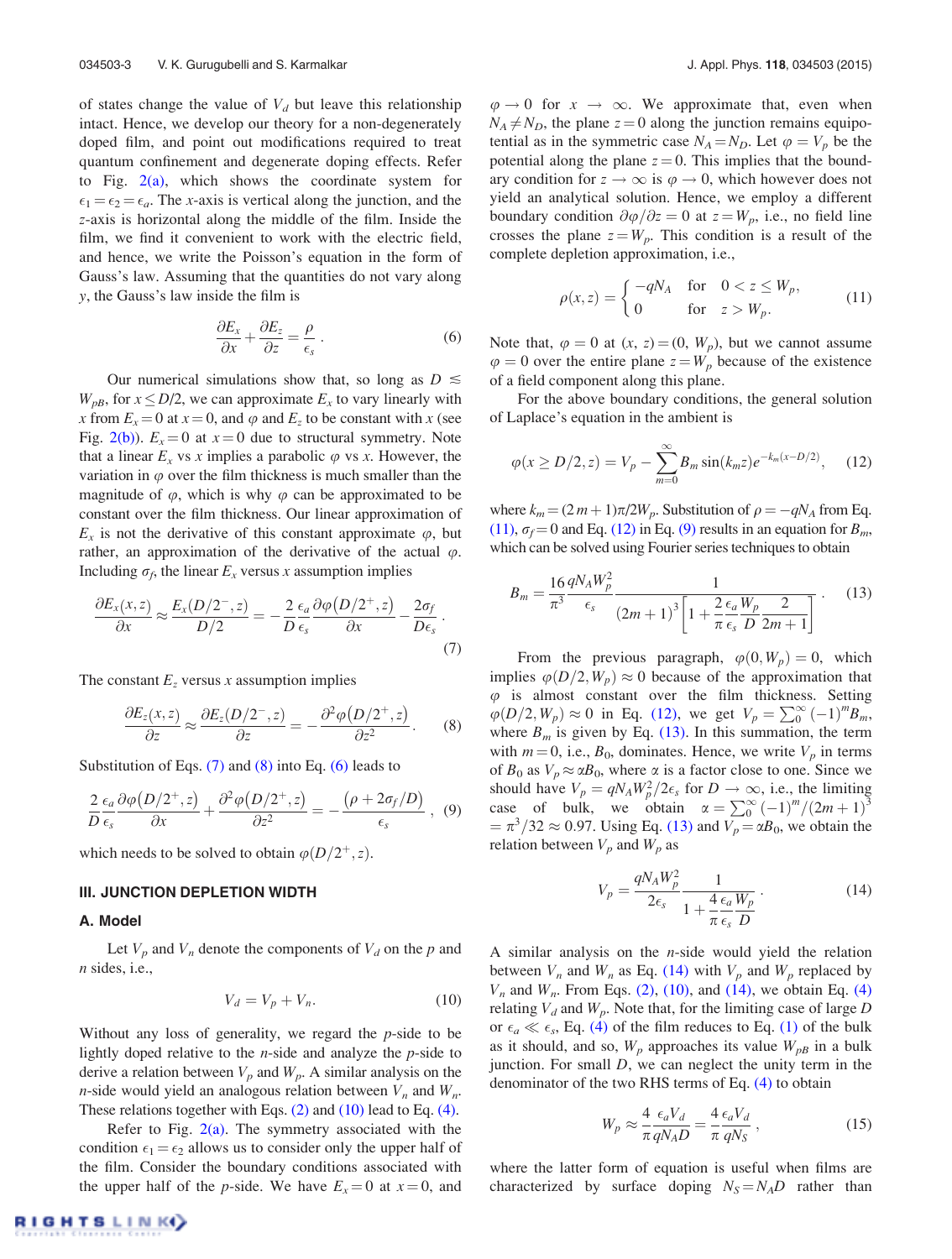of states change the value of $V_d$ but leave this relationship intact. Hence, we develop our theory for a non-degenerately doped film, and point out modifications required to treat quantum confinement and degenerate doping effects. Refer to Fig. 2(a), which shows the coordinate system for $\epsilon_1 = \epsilon_2 = \epsilon_a$. The $x$-axis is vertical along the junction, and the $z$-axis is horizontal along the middle of the film. Inside the film, we find it convenient to work with the electric field, and hence, we write the Poisson's equation in the form of Gauss's law. Assuming that the quantities do not vary along $y$, the Gauss's law inside the film is

$$\frac{\partial E_x}{\partial x} + \frac{\partial E_z}{\partial z} = \frac{\rho}{\epsilon_s}. \tag{6}$$

Our numerical simulations show that, so long as $D \lesssim W_{pB}$, for $x \leq D/2$, we can approximate $E_x$ to vary linearly with $x$ from $E_x = 0$ at $x = 0$, and $\varphi$ and $E_z$ to be constant with $x$ (see Fig. 2(b)). $E_x = 0$ at $x = 0$ due to structural symmetry. Note that a linear $E_x$ vs $x$ implies a parabolic $\varphi$ vs $x$. However, the variation in $\varphi$ over the film thickness is much smaller than the magnitude of $\varphi$, which is why $\varphi$ can be approximated to be constant over the film thickness. Our linear approximation of $E_x$ is not the derivative of this constant approximate $\varphi$, but rather, an approximation of the derivative of the actual $\varphi$. Including $\sigma_f$, the linear $E_x$ versus $x$ assumption implies

$$\frac{\partial E_x(x,z)}{\partial x} \approx \frac{E_x(D/2^-,z)}{D/2} = -\frac{2}{D}\frac{\epsilon_a}{\epsilon_s}\frac{\partial \varphi(D/2^+,z)}{\partial x} - \frac{2\sigma_f}{D\epsilon_s}. \tag{7}$$

The constant $E_z$ versus $x$ assumption implies

$$\frac{\partial E_z(x,z)}{\partial z} \approx \frac{\partial E_z(D/2^-,z)}{\partial z} = -\frac{\partial^2 \varphi(D/2^+,z)}{\partial z^2}. \tag{8}$$

Substitution of Eqs. (7) and (8) into Eq. (6) leads to

$$\frac{2}{D}\frac{\epsilon_a}{\epsilon_s}\frac{\partial \varphi(D/2^+,z)}{\partial x} + \frac{\partial^2 \varphi(D/2^+,z)}{\partial z^2} = -\frac{(\rho + 2\sigma_f/D)}{\epsilon_s}, \tag{9}$$

which needs to be solved to obtain $\varphi(D/2^+,z)$.

## III. JUNCTION DEPLETION WIDTH

### A. Model

Let $V_p$ and $V_n$ denote the components of $V_d$ on the $p$ and $n$ sides, i.e.,

$$V_d = V_p + V_n. \tag{10}$$

Without any loss of generality, we regard the $p$-side to be lightly doped relative to the $n$-side and analyze the $p$-side to derive a relation between $V_p$ and $W_p$. A similar analysis on the $n$-side would yield an analogous relation between $V_n$ and $W_n$. These relations together with Eqs. (2) and (10) lead to Eq. (4).

Refer to Fig. 2(a). The symmetry associated with the condition $\epsilon_1 = \epsilon_2$ allows us to consider only the upper half of the film. Consider the boundary conditions associated with the upper half of the $p$-side. We have $E_x = 0$ at $x = 0$, and $\varphi \to 0$ for $x \to \infty$. We approximate that, even when $N_A \neq N_D$, the plane $z = 0$ along the junction remains equipotential as in the symmetric case $N_A = N_D$. Let $\varphi = V_p$ be the potential along the plane $z = 0$. This implies that the boundary condition for $z \to \infty$ is $\varphi \to 0$, which however does not yield an analytical solution. Hence, we employ a different boundary condition $\partial\varphi/\partial z = 0$ at $z = W_p$, i.e., no field line crosses the plane $z = W_p$. This condition is a result of the complete depletion approximation, i.e.,

$$\rho(x,z) = \begin{cases} -qN_A & \text{for} \quad 0 < z \leq W_p, \\ 0 & \text{for} \quad z > W_p. \end{cases} \tag{11}$$

Note that, $\varphi = 0$ at $(x, z) = (0, W_p)$, but we cannot assume $\varphi = 0$ over the entire plane $z = W_p$ because of the existence of a field component along this plane.

For the above boundary conditions, the general solution of Laplace's equation in the ambient is

$$\varphi(x \geq D/2, z) = V_p - \sum_{m=0}^{\infty} B_m \sin(k_m z) e^{-k_m(x - D/2)}, \tag{12}$$

where $k_m = (2m+1)\pi/2W_p$. Substitution of $\rho = -qN_A$ from Eq. (11), $\sigma_f = 0$ and Eq. (12) in Eq. (9) results in an equation for $B_m$, which can be solved using Fourier series techniques to obtain

$$B_m = \frac{16}{\pi^3}\frac{qN_A W_p^2}{\epsilon_s}\frac{1}{(2m+1)^3\left[1 + \dfrac{2}{\pi}\dfrac{\epsilon_a}{\epsilon_s}\dfrac{W_p}{D}\dfrac{2}{2m+1}\right]}. \tag{13}$$

From the previous paragraph, $\varphi(0, W_p) = 0$, which implies $\varphi(D/2, W_p) \approx 0$ because of the approximation that $\varphi$ is almost constant over the film thickness. Setting $\varphi(D/2, W_p) \approx 0$ in Eq. (12), we get $V_p = \sum_0^\infty (-1)^m B_m$, where $B_m$ is given by Eq. (13). In this summation, the term with $m = 0$, i.e., $B_0$, dominates. Hence, we write $V_p$ in terms of $B_0$ as $V_p \approx \alpha B_0$, where $\alpha$ is a factor close to one. Since we should have $V_p = qN_A W_p^2/2\epsilon_s$ for $D \to \infty$, i.e., the limiting case of bulk, we obtain $\alpha = \sum_0^\infty (-1)^m/(2m+1)^3 = \pi^3/32 \approx 0.97$. Using Eq. (13) and $V_p = \alpha B_0$, we obtain the relation between $V_p$ and $W_p$ as

$$V_p = \frac{qN_A W_p^2}{2\epsilon_s}\frac{1}{1 + \dfrac{4}{\pi}\dfrac{\epsilon_a}{\epsilon_s}\dfrac{W_p}{D}}. \tag{14}$$

A similar analysis on the $n$-side would yield the relation between $V_n$ and $W_n$ as Eq. (14) with $V_p$ and $W_p$ replaced by $V_n$ and $W_n$. From Eqs. (2), (10), and (14), we obtain Eq. (4) relating $V_d$ and $W_p$. Note that, for the limiting case of large $D$ or $\epsilon_a \ll \epsilon_s$, Eq. (4) of the film reduces to Eq. (1) of the bulk as it should, and so, $W_p$ approaches its value $W_{pB}$ in a bulk junction. For small $D$, we can neglect the unity term in the denominator of the two RHS terms of Eq. (4) to obtain

$$W_p \approx \frac{4}{\pi}\frac{\epsilon_a V_d}{qN_A D} = \frac{4}{\pi}\frac{\epsilon_a V_d}{qN_S}, \tag{15}$$

where the latter form of equation is useful when films are characterized by surface doping $N_S = N_A D$ rather than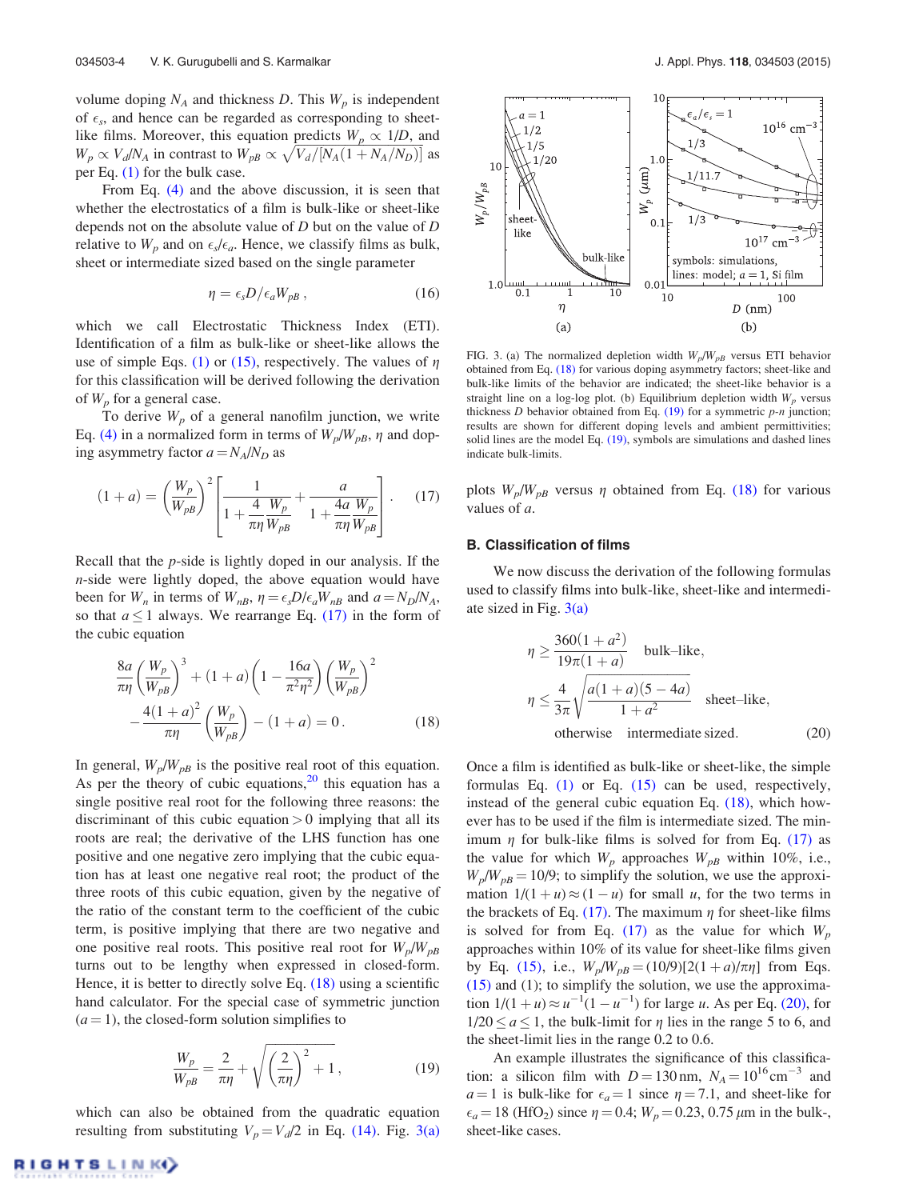volume doping $N_A$ and thickness $D$. This $W_p$ is independent of $\epsilon_s$, and hence can be regarded as corresponding to sheet-like films. Moreover, this equation predicts $W_p \propto 1/D$, and $W_p \propto V_d/N_A$ in contrast to $W_{pB} \propto \sqrt{V_d/[N_A(1+N_A/N_D)]}$ as per Eq. (1) for the bulk case.

From Eq. (4) and the above discussion, it is seen that whether the electrostatics of a film is bulk-like or sheet-like depends not on the absolute value of $D$ but on the value of $D$ relative to $W_p$ and on $\epsilon_s/\epsilon_a$. Hence, we classify films as bulk, sheet or intermediate sized based on the single parameter

$$\eta = \epsilon_s D/\epsilon_a W_{pB}\,, \tag{16}$$

which we call Electrostatic Thickness Index (ETI). Identification of a film as bulk-like or sheet-like allows the use of simple Eqs. (1) or (15), respectively. The values of $\eta$ for this classification will be derived following the derivation of $W_p$ for a general case.

To derive $W_p$ of a general nanofilm junction, we write Eq. (4) in a normalized form in terms of $W_p/W_{pB}$, $\eta$ and doping asymmetry factor $a = N_A/N_D$ as

$$(1+a) = \left(\frac{W_p}{W_{pB}}\right)^2 \left[\frac{1}{1+\dfrac{4}{\pi\eta}\dfrac{W_p}{W_{pB}}} + \frac{a}{1+\dfrac{4a}{\pi\eta}\dfrac{W_p}{W_{pB}}}\right]. \tag{17}$$

Recall that the $p$-side is lightly doped in our analysis. If the $n$-side were lightly doped, the above equation would have been for $W_n$ in terms of $W_{nB}$, $\eta = \epsilon_s D/\epsilon_a W_{nB}$ and $a = N_D/N_A$, so that $a \le 1$ always. We rearrange Eq. (17) in the form of the cubic equation

$$\frac{8a}{\pi\eta}\left(\frac{W_p}{W_{pB}}\right)^3 + (1+a)\left(1-\frac{16a}{\pi^2\eta^2}\right)\left(\frac{W_p}{W_{pB}}\right)^2 - \frac{4(1+a)^2}{\pi\eta}\left(\frac{W_p}{W_{pB}}\right) - (1+a) = 0\,. \tag{18}$$

In general, $W_p/W_{pB}$ is the positive real root of this equation. As per the theory of cubic equations,[20] this equation has a single positive real root for the following three reasons: the discriminant of this cubic equation $>0$ implying that all its roots are real; the derivative of the LHS function has one positive and one negative zero implying that the cubic equation has at least one negative real root; the product of the three roots of this cubic equation, given by the negative of the ratio of the constant term to the coefficient of the cubic term, is positive implying that there are two negative and one positive real roots. This positive real root for $W_p/W_{pB}$ turns out to be lengthy when expressed in closed-form. Hence, it is better to directly solve Eq. (18) using a scientific hand calculator. For the special case of symmetric junction ($a = 1$), the closed-form solution simplifies to

$$\frac{W_p}{W_{pB}} = \frac{2}{\pi\eta} + \sqrt{\left(\frac{2}{\pi\eta}\right)^2 + 1}\,, \tag{19}$$

which can also be obtained from the quadratic equation resulting from substituting $V_p = V_d/2$ in Eq. (14). Fig. 3(a) plots $W_p/W_{pB}$ versus $\eta$ obtained from Eq. (18) for various values of $a$.

FIG. 3. (a) The normalized depletion width $W_p/W_{pB}$ versus ETI behavior obtained from Eq. (18) for various doping asymmetry factors; sheet-like and bulk-like limits of the behavior are indicated; the sheet-like behavior is a straight line on a log-log plot. (b) Equilibrium depletion width $W_p$ versus thickness $D$ behavior obtained from Eq. (19) for a symmetric $p$-$n$ junction; results are shown for different doping levels and ambient permittivities; solid lines are the model Eq. (19), symbols are simulations and dashed lines indicate bulk-limits.

## B. Classification of films

We now discuss the derivation of the following formulas used to classify films into bulk-like, sheet-like and intermediate sized in Fig. 3(a)

$$\begin{aligned}
&\eta \ge \frac{360(1+a^2)}{19\pi(1+a)} && \text{bulk–like},\\
&\eta \le \frac{4}{3\pi}\sqrt{\frac{a(1+a)(5-4a)}{1+a^2}} && \text{sheet–like},\\
&\text{otherwise} && \text{intermediate sized.}
\end{aligned} \tag{20}$$

Once a film is identified as bulk-like or sheet-like, the simple formulas Eq. (1) or Eq. (15) can be used, respectively, instead of the general cubic equation Eq. (18), which however has to be used if the film is intermediate sized. The minimum $\eta$ for bulk-like films is solved for from Eq. (17) as the value for which $W_p$ approaches $W_{pB}$ within 10%, i.e., $W_p/W_{pB} = 10/9$; to simplify the solution, we use the approximation $1/(1+u) \approx (1-u)$ for small $u$, for the two terms in the brackets of Eq. (17). The maximum $\eta$ for sheet-like films is solved for from Eq. (17) as the value for which $W_p$ approaches within 10% of its value for sheet-like films given by Eq. (15), i.e., $W_p/W_{pB} = (10/9)[2(1+a)/\pi\eta]$ from Eqs. (15) and (1); to simplify the solution, we use the approximation $1/(1+u) \approx u^{-1}(1-u^{-1})$ for large $u$. As per Eq. (20), for $1/20 \le a \le 1$, the bulk-limit for $\eta$ lies in the range 5 to 6, and the sheet-limit lies in the range 0.2 to 0.6.

An example illustrates the significance of this classification: a silicon film with $D = 130$ nm, $N_A = 10^{16}\,\text{cm}^{-3}$ and $a = 1$ is bulk-like for $\epsilon_a = 1$ since $\eta = 7.1$, and sheet-like for $\epsilon_a = 18$ ($HfO_2$) since $\eta = 0.4$; $W_p = 0.23$, 0.75 $\mu$m in the bulk-, sheet-like cases.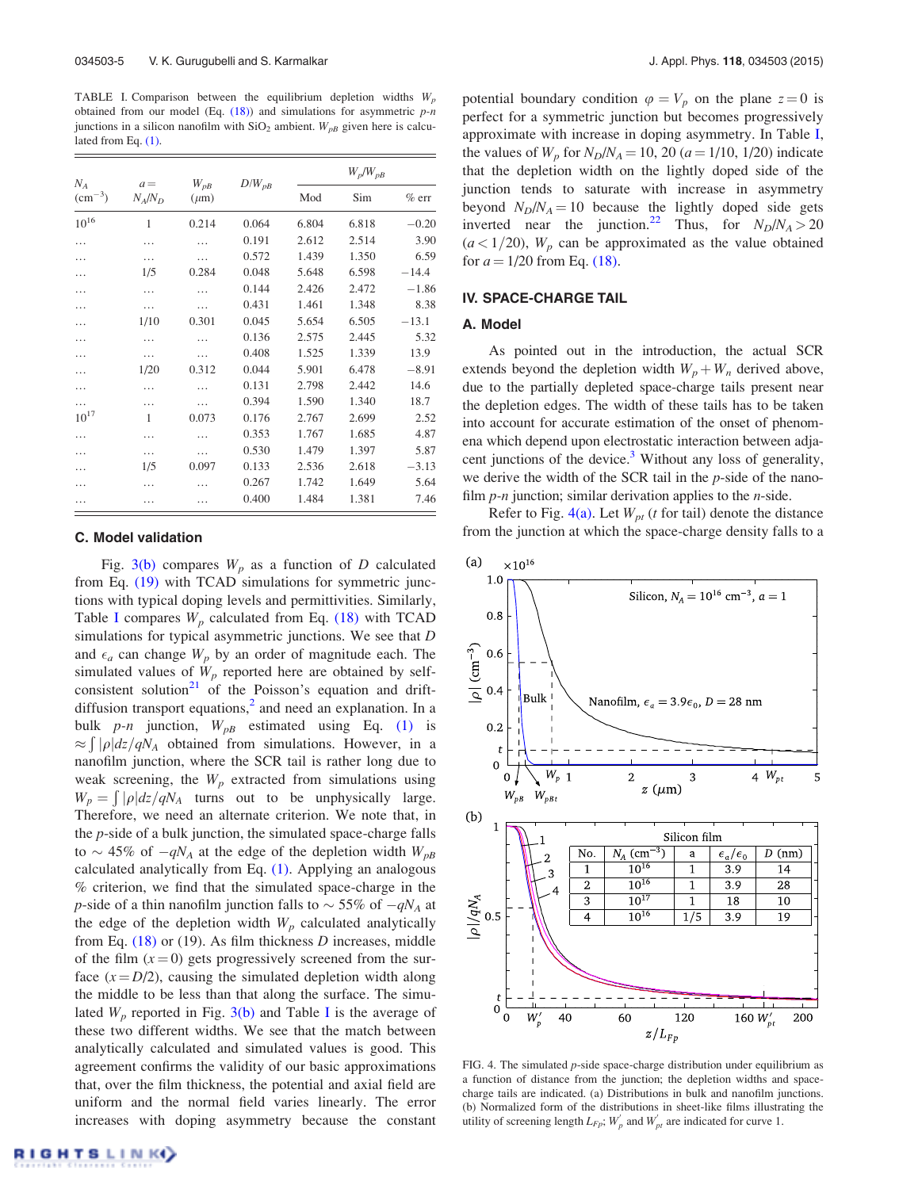TABLE I. Comparison between the equilibrium depletion widths $W_p$ obtained from our model (Eq. (18)) and simulations for asymmetric $p$-$n$ junctions in a silicon nanofilm with $SiO_2$ ambient. $W_{pB}$ given here is calculated from Eq. (1).

| $N_A$ ($cm^{-3}$) | $a = N_A/N_D$ | $W_{pB}$ ($\mu$m) | $D/W_{pB}$ | $W_p/W_{pB}$ | | |
|---|---|---|---|---|---|---|
| | | | | Mod | Sim | % err |
| $10^{16}$ | 1 | 0.214 | 0.064 | 6.804 | 6.818 | −0.20 |
| … | … | … | 0.191 | 2.612 | 2.514 | 3.90 |
| … | … | … | 0.572 | 1.439 | 1.350 | 6.59 |
| … | 1/5 | 0.284 | 0.048 | 5.648 | 6.598 | −14.4 |
| … | … | … | 0.144 | 2.426 | 2.472 | −1.86 |
| … | … | … | 0.431 | 1.461 | 1.348 | 8.38 |
| … | 1/10 | 0.301 | 0.045 | 5.654 | 6.505 | −13.1 |
| … | … | … | 0.136 | 2.575 | 2.445 | 5.32 |
| … | … | … | 0.408 | 1.525 | 1.339 | 13.9 |
| … | 1/20 | 0.312 | 0.044 | 5.901 | 6.478 | −8.91 |
| … | … | … | 0.131 | 2.798 | 2.442 | 14.6 |
| … | … | … | 0.394 | 1.590 | 1.340 | 18.7 |
| $10^{17}$ | 1 | 0.073 | 0.176 | 2.767 | 2.699 | 2.52 |
| … | … | … | 0.353 | 1.767 | 1.685 | 4.87 |
| … | … | … | 0.530 | 1.479 | 1.397 | 5.87 |
| … | 1/5 | 0.097 | 0.133 | 2.536 | 2.618 | −3.13 |
| … | … | … | 0.267 | 1.742 | 1.649 | 5.64 |
| … | … | … | 0.400 | 1.484 | 1.381 | 7.46 |

### C. Model validation

Fig. 3(b) compares $W_p$ as a function of $D$ calculated from Eq. (19) with TCAD simulations for symmetric junctions with typical doping levels and permittivities. Similarly, Table I compares $W_p$ calculated from Eq. (18) with TCAD simulations for typical asymmetric junctions. We see that $D$ and $\epsilon_a$ can change $W_p$ by an order of magnitude each. The simulated values of $W_p$ reported here are obtained by self-consistent solution[21] of the Poisson's equation and drift-diffusion transport equations,[2] and need an explanation. In a bulk $p$-$n$ junction, $W_{pB}$ estimated using Eq. (1) is $\approx \int |\rho| dz/qN_A$ obtained from simulations. However, in a nanofilm junction, where the SCR tail is rather long due to weak screening, the $W_p$ extracted from simulations using $W_p = \int |\rho| dz/qN_A$ turns out to be unphysically large. Therefore, we need an alternate criterion. We note that, in the $p$-side of a bulk junction, the simulated space-charge falls to ~ 45% of $-qN_A$ at the edge of the depletion width $W_{pB}$ calculated analytically from Eq. (1). Applying an analogous % criterion, we find that the simulated space-charge in the $p$-side of a thin nanofilm junction falls to ~ 55% of $-qN_A$ at the edge of the depletion width $W_p$ calculated analytically from Eq. (18) or (19). As film thickness $D$ increases, middle of the film ($x = 0$) gets progressively screened from the surface ($x = D/2$), causing the simulated depletion width along the middle to be less than that along the surface. The simulated $W_p$ reported in Fig. 3(b) and Table I is the average of these two different widths. We see that the match between analytically calculated and simulated values is good. This agreement confirms the validity of our basic approximations that, over the film thickness, the potential and axial field are uniform and the normal field varies linearly. The error increases with doping asymmetry because the constant potential boundary condition $\varphi = V_p$ on the plane $z = 0$ is perfect for a symmetric junction but becomes progressively approximate with increase in doping asymmetry. In Table I, the values of $W_p$ for $N_D/N_A = 10$, 20 ($a = 1/10$, $1/20$) indicate that the depletion width on the lightly doped side of the junction tends to saturate with increase in asymmetry beyond $N_D/N_A = 10$ because the lightly doped side gets inverted near the junction.[22] Thus, for $N_D/N_A > 20$ ($a < 1/20$), $W_p$ can be approximated as the value obtained for $a = 1/20$ from Eq. (18).

## IV. SPACE-CHARGE TAIL

### A. Model

As pointed out in the introduction, the actual SCR extends beyond the depletion width $W_p + W_n$ derived above, due to the partially depleted space-charge tails present near the depletion edges. The width of these tails has to be taken into account for accurate estimation of the onset of phenomena which depend upon electrostatic interaction between adjacent junctions of the device.[3] Without any loss of generality, we derive the width of the SCR tail in the $p$-side of the nanofilm $p$-$n$ junction; similar derivation applies to the $n$-side.

Refer to Fig. 4(a). Let $W_{pt}$ ($t$ for tail) denote the distance from the junction at which the space-charge density falls to a

FIG. 4. The simulated $p$-side space-charge distribution under equilibrium as a function of distance from the junction; the depletion widths and space-charge tails are indicated. (a) Distributions in bulk and nanofilm junctions. (b) Normalized form of the distributions in sheet-like films illustrating the utility of screening length $L_{Fp}$; $W_p'$ and $W_{pt}'$ are indicated for curve 1.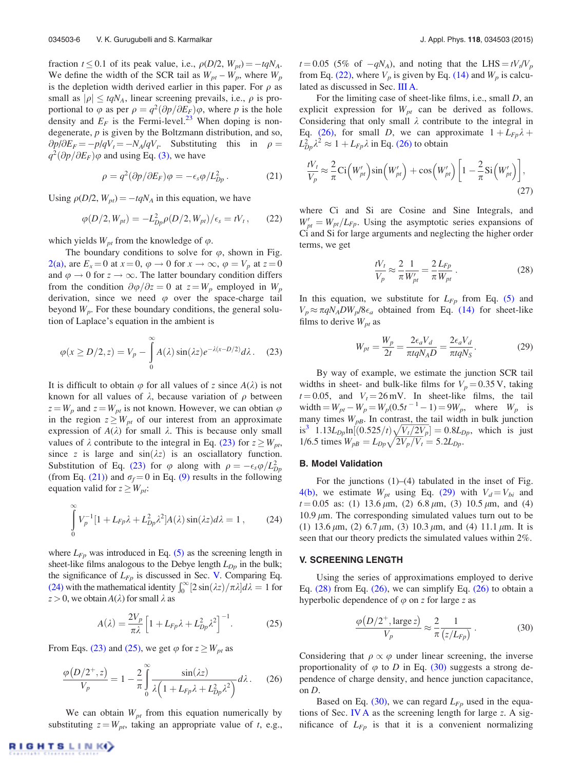fraction $t \leq 0.1$ of its peak value, i.e., $\rho(D/2, W_{pt}) = -tqN_A$. We define the width of the SCR tail as $W_{pt} - W_p$, where $W_p$ is the depletion width derived earlier in this paper. For $\rho$ as small as $|\rho| \leq tqN_A$, linear screening prevails, i.e., $\rho$ is proportional to $\varphi$ as per $\rho = q^2(\partial p/\partial E_F)\varphi$, where $p$ is the hole density and $E_F$ is the Fermi-level.[23] When doping is non-degenerate, $p$ is given by the Boltzmann distribution, and so, $\partial p/\partial E_F = -p/qV_t = -N_A/qV_t$. Substituting this in $\rho = q^2(\partial p/\partial E_F)\varphi$ and using Eq. (3), we have

$$\rho = q^2(\partial p/\partial E_F)\varphi = -\epsilon_s \varphi / L_{Dp}^2 . \tag{21}$$

Using $\rho(D/2, W_{pt}) = -tqN_A$ in this equation, we have

$$\varphi(D/2, W_{pt}) = -L_{Dp}^2 \rho(D/2, W_{pt})/\epsilon_s = tV_t , \tag{22}$$

which yields $W_{pt}$ from the knowledge of $\varphi$.

The boundary conditions to solve for $\varphi$, shown in Fig. 2(a), are $E_x = 0$ at $x = 0$, $\varphi \to 0$ for $x \to \infty$, $\varphi = V_p$ at $z = 0$ and $\varphi \to 0$ for $z \to \infty$. The latter boundary condition differs from the condition $\partial\varphi/\partial z = 0$ at $z = W_p$ employed in $W_p$ derivation, since we need $\varphi$ over the space-charge tail beyond $W_p$. For these boundary conditions, the general solution of Laplace's equation in the ambient is

$$\varphi(x \geq D/2, z) = V_p - \int_0^\infty A(\lambda)\sin(\lambda z)e^{-\lambda(x-D/2)}d\lambda . \tag{23}$$

It is difficult to obtain $\varphi$ for all values of $z$ since $A(\lambda)$ is not known for all values of $\lambda$, because variation of $\rho$ between $z = W_p$ and $z = W_{pt}$ is not known. However, we can obtian $\varphi$ in the region $z \geq W_{pt}$ of our interest from an approximate expression of $A(\lambda)$ for small $\lambda$. This is because only small values of $\lambda$ contribute to the integral in Eq. (23) for $z \geq W_{pt}$, since $z$ is large and $\sin(\lambda z)$ is an osciallatory function. Substitution of Eq. (23) for $\varphi$ along with $\rho = -\epsilon_s\varphi/L_{Dp}^2$ (from Eq. (21)) and $\sigma_f = 0$ in Eq. (9) results in the following equation valid for $z \geq W_{pt}$:

$$\int_0^\infty V_p^{-1}[1 + L_{Fp}\lambda + L_{Dp}^2\lambda^2]A(\lambda)\sin(\lambda z)d\lambda = 1 , \tag{24}$$

where $L_{Fp}$ was introduced in Eq. (5) as the screening length in sheet-like films analogous to the Debye length $L_{Dp}$ in the bulk; the significance of $L_{Fp}$ is discussed in Sec. V. Comparing Eq. (24) with the mathematical identity $\int_0^\infty [2\sin(\lambda z)/\pi\lambda]d\lambda = 1$ for $z > 0$, we obtain $A(\lambda)$ for small $\lambda$ as

$$A(\lambda) = \frac{2V_p}{\pi\lambda}\left[1 + L_{Fp}\lambda + L_{Dp}^2\lambda^2\right]^{-1}. \tag{25}$$

From Eqs. (23) and (25), we get $\varphi$ for $z \geq W_{pt}$ as

$$\frac{\varphi(D/2^+, z)}{V_p} = 1 - \frac{2}{\pi}\int_0^\infty \frac{\sin(\lambda z)}{\lambda\left(1 + L_{Fp}\lambda + L_{Dp}^2\lambda^2\right)}d\lambda . \tag{26}$$

We can obtain $W_{pt}$ from this equation numerically by substituting $z = W_{pt}$, taking an appropriate value of $t$, e.g., $t = 0.05$ (5% of $-qN_A$), and noting that the LHS $= tV_t/V_p$ from Eq. (22), where $V_p$ is given by Eq. (14) and $W_p$ is calculated as discussed in Sec. III A.

For the limiting case of sheet-like films, i.e., small $D$, an explicit expression for $W_{pt}$ can be derived as follows. Considering that only small $\lambda$ contribute to the integral in Eq. (26), for small $D$, we can approximate $1 + L_{Fp}\lambda + L_{Dp}^2\lambda^2 \approx 1 + L_{Fp}\lambda$ in Eq. (26) to obtain

$$\frac{tV_t}{V_p} \approx \frac{2}{\pi}\mathrm{Ci}\left(W'_{pt}\right)\sin\left(W'_{pt}\right) + \cos\left(W'_{pt}\right)\left[1 - \frac{2}{\pi}\mathrm{Si}\left(W'_{pt}\right)\right], \tag{27}$$

where Ci and Si are Cosine and Sine Integrals, and $W'_{pt} = W_{pt}/L_{Fp}$. Using the asymptotic series expansions of Ci and Si for large arguments and neglecting the higher order terms, we get

$$\frac{tV_t}{V_p} \approx \frac{2}{\pi}\frac{1}{W'_{pt}} = \frac{2}{\pi}\frac{L_{Fp}}{W_{pt}} . \tag{28}$$

In this equation, we substitute for $L_{Fp}$ from Eq. (5) and $V_p \approx \pi qN_A DW_p/8\epsilon_a$ obtained from Eq. (14) for sheet-like films to derive $W_{pt}$ as

$$W_{pt} = \frac{W_p}{2t} = \frac{2\epsilon_a V_d}{\pi tqN_A D} = \frac{2\epsilon_a V_d}{\pi tqN_S}. \tag{29}$$

By way of example, we estimate the junction SCR tail widths in sheet- and bulk-like films for $V_p = 0.35$ V, taking $t = 0.05$, and $V_t = 26$ mV. In sheet-like films, the tail width $= W_{pt} - W_p = W_p(0.5t^{-1} - 1) = 9W_p$, where $W_p$ is many times $W_{pB}$. In contrast, the tail width in bulk junction is[3] $1.13L_{Dp}\ln[(0.525/t)\sqrt{V_t/2V_p}] = 0.8L_{Dp}$, which is just 1/6.5 times $W_{pB} = L_{Dp}\sqrt{2V_p/V_t} = 5.2L_{Dp}$.

## B. Model Validation

For the junctions (1)–(4) tabulated in the inset of Fig. 4(b), we estimate $W_{pt}$ using Eq. (29) with $V_d = V_{bi}$ and $t = 0.05$ as: (1) 13.6 $\mu$m, (2) 6.8 $\mu$m, (3) 10.5 $\mu$m, and (4) 10.9 $\mu$m. The corresponding simulated values turn out to be (1) 13.6 $\mu$m, (2) 6.7 $\mu$m, (3) 10.3 $\mu$m, and (4) 11.1 $\mu$m. It is seen that our theory predicts the simulated values within 2%.

# V. SCREENING LENGTH

Using the series of approximations employed to derive Eq. (28) from Eq. (26), we can simplify Eq. (26) to obtain a hyperbolic dependence of $\varphi$ on $z$ for large $z$ as

$$\frac{\varphi(D/2^+, \text{large } z)}{V_p} \approx \frac{2}{\pi}\frac{1}{(z/L_{Fp})} . \tag{30}$$

Considering that $\rho \propto \varphi$ under linear screening, the inverse proportionality of $\varphi$ to $D$ in Eq. (30) suggests a strong dependence of charge density, and hence junction capacitance, on $D$.

Based on Eq. (30), we can regard $L_{Fp}$ used in the equations of Sec. IV A as the screening length for large $z$. A significance of $L_{Fp}$ is that it is a convenient normalizing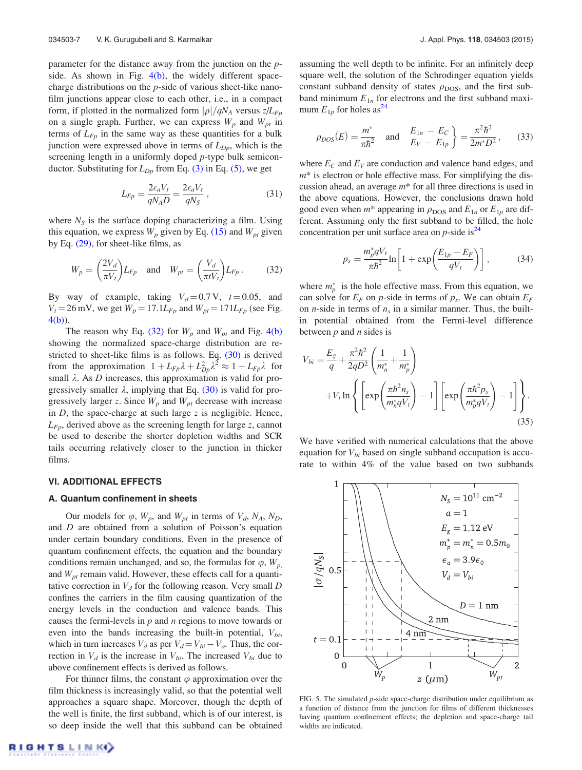parameter for the distance away from the junction on the $p$-side. As shown in Fig. 4(b), the widely different space-charge distributions on the $p$-side of various sheet-like nanofilm junctions appear close to each other, i.e., in a compact form, if plotted in the normalized form $|\rho|/qN_A$ versus $z/L_{Fp}$ on a single graph. Further, we can express $W_p$ and $W_{pt}$ in terms of $L_{Fp}$ in the same way as these quantities for a bulk junction were expressed above in terms of $L_{Dp}$, which is the screening length in a uniformly doped $p$-type bulk semiconductor. Substituting for $L_{Dp}$ from Eq. (3) in Eq. (5), we get

$$L_{Fp} = \frac{2\epsilon_a V_t}{qN_A D} = \frac{2\epsilon_a V_t}{qN_S}, \tag{31}$$

where $N_S$ is the surface doping characterizing a film. Using this equation, we express $W_p$ given by Eq. (15) and $W_{pt}$ given by Eq. (29), for sheet-like films, as

$$W_p = \left(\frac{2V_d}{\pi V_t}\right)L_{Fp} \quad \text{and} \quad W_{pt} = \left(\frac{V_d}{\pi t V_t}\right)L_{Fp}. \tag{32}$$

By way of example, taking $V_d = 0.7\,\text{V}$, $t = 0.05$, and $V_t = 26\,\text{mV}$, we get $W_p = 17.1L_{Fp}$ and $W_{pt} = 171L_{Fp}$ (see Fig. 4(b)).

The reason why Eq. (32) for $W_p$ and Fig. 4(b) showing the normalized space-charge distribution are restricted to sheet-like films is as follows. Eq. (30) is derived from the approximation $1 + L_{Fp}\lambda + L_{Dp}^2\lambda^2 \approx 1 + L_{Fp}\lambda$ for small $\lambda$. As $D$ increases, this approximation is valid for progressively smaller $\lambda$, implying that Eq. (30) is valid for progressively larger $z$. Since $W_p$ and $W_{pt}$ decrease with increase in $D$, the space-charge at such large $z$ is negligible. Hence, $L_{Fp}$, derived above as the screening length for large $z$, cannot be used to describe the shorter depletion widths and SCR tails occurring relatively closer to the junction in thicker films.

## VI. ADDITIONAL EFFECTS

### A. Quantum confinement in sheets

Our models for $\varphi$, $W_p$, and $W_{pt}$ in terms of $V_d$, $N_A$, $N_D$, and $D$ are obtained from a solution of Poisson's equation under certain boundary conditions. Even in the presence of quantum confinement effects, the equation and the boundary conditions remain unchanged, and so, the formulas for $\varphi$, $W_p$, and $W_{pt}$ remain valid. However, these effects call for a quantitative correction in $V_d$ for the following reason. Very small $D$ confines the carriers in the film causing quantization of the energy levels in the conduction and valence bands. This causes the fermi-levels in $p$ and $n$ regions to move towards or even into the bands increasing the built-in potential, $V_{bi}$, which in turn increases $V_d$ as per $V_d = V_{bi} - V_a$. Thus, the correction in $V_d$ is the increase in $V_{bi}$. The increased $V_{bi}$ due to above confinement effects is derived as follows.

For thinner films, the constant $\varphi$ approximation over the film thickness is increasingly valid, so that the potential well approaches a square shape. Moreover, though the depth of the well is finite, the first subband, which is of our interest, is so deep inside the well that this subband can be obtained assuming the well depth to be infinite. For an infinitely deep square well, the solution of the Schrodinger equation yields constant subband density of states $\rho_{DOS}$, and the first subband minimum $E_{1n}$ for electrons and the first subband maximum $E_{1p}$ for holes as[24]

$$\rho_{DOS}(E) = \frac{m^*}{\pi\hbar^2} \quad \text{and} \quad \left.\begin{matrix} E_{1n} - E_C \\ E_V - E_{1p} \end{matrix}\right\} = \frac{\pi^2\hbar^2}{2m^*D^2}, \tag{33}$$

where $E_C$ and $E_V$ are conduction and valence band edges, and $m^*$ is electron or hole effective mass. For simplifying the discussion ahead, an average $m^*$ for all three directions is used in the above equations. However, the conclusions drawn hold good even when $m^*$ appearing in $\rho_{DOS}$ and $E_{1n}$ or $E_{1p}$ are different. Assuming only the first subband to be filled, the hole concentration per unit surface area on $p$-side is[24]

$$p_s = \frac{m_p^* qV_t}{\pi\hbar^2}\ln\left[1 + \exp\left(\frac{E_{1p} - E_F}{qV_t}\right)\right], \tag{34}$$

where $m_p^*$ is the hole effective mass. From this equation, we can solve for $E_F$ on $p$-side in terms of $p_s$. We can obtain $E_F$ on $n$-side in terms of $n_s$ in a similar manner. Thus, the built-in potential obtained from the Fermi-level difference between $p$ and $n$ sides is

$$V_{bi} = \frac{E_g}{q} + \frac{\pi^2\hbar^2}{2qD^2}\left(\frac{1}{m_n^*} + \frac{1}{m_p^*}\right) + V_t\ln\left\{\left[\exp\left(\frac{\pi\hbar^2 n_s}{m_n^* qV_t}\right) - 1\right]\left[\exp\left(\frac{\pi\hbar^2 p_s}{m_p^* qV_t}\right) - 1\right]\right\}. \tag{35}$$

We have verified with numerical calculations that the above equation for $V_{bi}$ based on single subband occupation is accurate to within 4% of the value based on two subbands

FIG. 5. The simulated $p$-side space-charge distribution under equilibrium as a function of distance from the junction for films of different thicknesses having quantum confinement effects; the depletion and space-charge tail widths are indicated.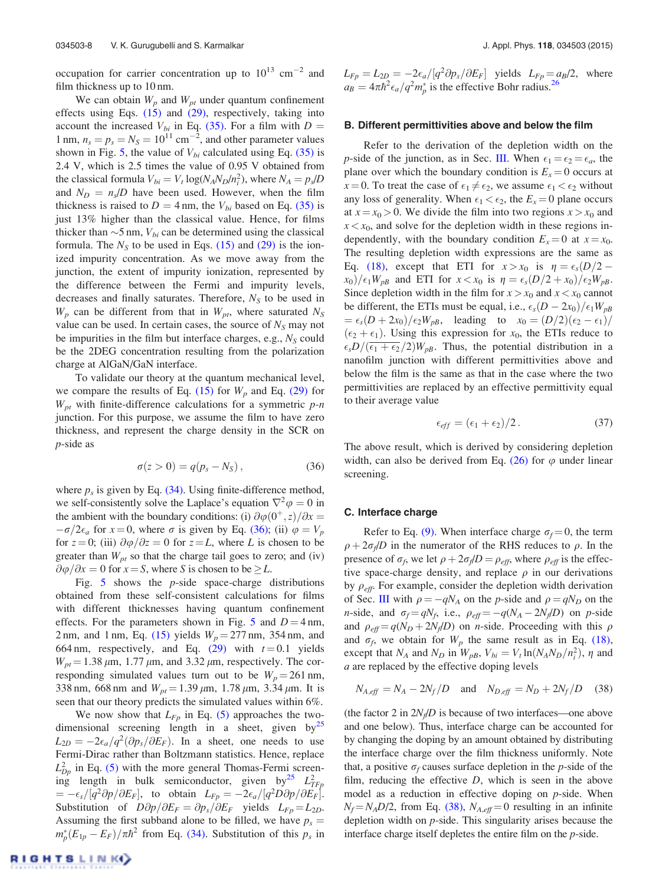occupation for carrier concentration up to $10^{13}$ cm$^{-2}$ and film thickness up to 10 nm.

We can obtain $W_p$ and $W_{pt}$ under quantum confinement effects using Eqs. (15) and (29), respectively, taking into account the increased $V_{bi}$ in Eq. (35). For a film with $D = 1$ nm, $n_s = p_s = N_S = 10^{11}$ cm$^{-2}$, and other parameter values shown in Fig. 5, the value of $V_{bi}$ calculated using Eq. (35) is 2.4 V, which is 2.5 times the value of 0.95 V obtained from the classical formula $V_{bi} = V_t \log(N_A N_D/n_i^2)$, where $N_A = p_s/D$ and $N_D = n_s/D$ have been used. However, when the film thickness is raised to $D = 4$ nm, the $V_{bi}$ based on Eq. (35) is just 13% higher than the classical value. Hence, for films thicker than ∼5 nm, $V_{bi}$ can be determined using the classical formula. The $N_S$ to be used in Eqs. (15) and (29) is the ionized impurity concentration. As we move away from the junction, the extent of impurity ionization, represented by the difference between the Fermi and impurity levels, decreases and finally saturates. Therefore, $N_S$ to be used in $W_p$ can be different from that in $W_{pt}$, where saturated $N_S$ value can be used. In certain cases, the source of $N_S$ may not be impurities in the film but interface charges, e.g., $N_S$ could be the 2DEG concentration resulting from the polarization charge at AlGaN/GaN interface.

To validate our theory at the quantum mechanical level, we compare the results of Eq. (15) for $W_p$ and Eq. (29) for $W_{pt}$ with finite-difference calculations for a symmetric *p-n* junction. For this purpose, we assume the film to have zero thickness, and represent the charge density in the SCR on *p*-side as

$$\sigma(z > 0) = q(p_s - N_S)\,, \tag{36}$$

where $p_s$ is given by Eq. (34). Using finite-difference method, we self-consistently solve the Laplace's equation $\nabla^2\varphi = 0$ in the ambient with the boundary conditions: (i) $\partial\varphi(0^+, z)/\partial x = -\sigma/2\epsilon_a$ for $x = 0$, where $\sigma$ is given by Eq. (36); (ii) $\varphi = V_p$ for $z = 0$; (iii) $\partial\varphi/\partial z = 0$ for $z = L$, where $L$ is chosen to be greater than $W_{pt}$ so that the charge tail goes to zero; and (iv) $\partial\varphi/\partial x = 0$ for $x = S$, where $S$ is chosen to be $\geq L$.

Fig. 5 shows the space-charge distributions obtained from these self-consistent calculations for films with different thicknesses having quantum confinement effects. For the parameters shown in Fig. 5 and $D = 4$ nm, 2 nm, and 1 nm, Eq. (15) yields $W_p = 277$ nm, 354 nm, and 664 nm, respectively, and Eq. (29) with $t = 0.1$ yields $W_{pt} = 1.38$ μm, 1.77 μm, and 3.32 μm, respectively. The corresponding simulated values turn out to be $W_p = 261$ nm, 338 nm, 668 nm and $W_{pt} = 1.39$ μm, 1.78 μm, 3.34 μm. It is seen that our theory predicts the simulated values within 6%.

We now show that $L_{Fp}$ in Eq. (5) approaches the two-dimensional screening length in a sheet, given by[25] $L_{2D} = -2\epsilon_a/q^2(\partial p_s/\partial E_F)$. In a sheet, one needs to use Fermi-Dirac rather than Boltzmann statistics. Hence, replace $L_{Dp}^2$ in Eq. (5) with the more general Thomas-Fermi screening length in bulk semiconductor, given by[25] $L_{TFp}^2 = -\epsilon_s/[q^2\partial p/\partial E_F]$, to obtain $L_{Fp} = -2\epsilon_a/[q^2 D\partial p/\partial E_F]$. Substitution of $D\partial p/\partial E_F = \partial p_s/\partial E_F$ yields $L_{Fp} = L_{2D}$. Assuming the first subband alone to be filled, we have $p_s = m_p^*(E_{1p} - E_F)/\pi\hbar^2$ from Eq. (34). Substitution of this $p_s$ in $L_{Fp} = L_{2D} = -2\epsilon_a/[q^2\partial p_s/\partial E_F]$ yields $L_{Fp} = a_B/2$, where $a_B = 4\pi\hbar^2\epsilon_a/q^2 m_p^*$ is the effective Bohr radius.[26]

### B. Different permittivities above and below the film

Refer to the derivation of the depletion width on the *p*-side of the junction, as in Sec. III. When $\epsilon_1 = \epsilon_2 = \epsilon_a$, the plane over which the boundary condition is $E_x = 0$ occurs at $x = 0$. To treat the case of $\epsilon_1 \neq \epsilon_2$, we assume $\epsilon_1 < \epsilon_2$ without any loss of generality. When $\epsilon_1 < \epsilon_2$, the $E_x = 0$ plane occurs at $x = x_0 > 0$. We divide the film into two regions $x > x_0$ and $x < x_0$, and solve for the depletion width in these regions independently, with the boundary condition $E_x = 0$ at $x = x_0$. The resulting depletion width expressions are the same as Eq. (18), except that ETI for $x > x_0$ is $\eta = \epsilon_s(D/2 - x_0)/\epsilon_1 W_{pB}$ and ETI for $x < x_0$ is $\eta = \epsilon_s(D/2 + x_0)/\epsilon_2 W_{pB}$. Since depletion width in the film for $x > x_0$ and $x < x_0$ cannot be different, the ETIs must be equal, i.e., $\epsilon_s(D - 2x_0)/\epsilon_1 W_{pB} = \epsilon_s(D + 2x_0)/\epsilon_2 W_{pB}$, leading to $x_0 = (D/2)(\epsilon_2 - \epsilon_1)/(\epsilon_2 + \epsilon_1)$. Using this expression for $x_0$, the ETIs reduce to $\epsilon_s D/\overline{(\epsilon_1 + \epsilon_2}/2)W_{pB}$. Thus, the potential distribution in a nanofilm junction with different permittivities above and below the film is the same as that in the case where the two permittivities are replaced by an effective permittivity equal to their average value

$$\epsilon_{eff} = (\epsilon_1 + \epsilon_2)/2\,. \tag{37}$$

The above result, which is derived by considering depletion width, can also be derived from Eq. (26) for $\varphi$ under linear screening.

### C. Interface charge

Refer to Eq. (9). When interface charge $\sigma_f = 0$, the term $\rho + 2\sigma_f/D$ in the numerator of the RHS reduces to $\rho$. In the presence of $\sigma_f$, we let $\rho + 2\sigma_f/D = \rho_{eff}$, where $\rho_{eff}$ is the effective space-charge density, and replace $\rho$ in our derivations by $\rho_{eff}$. For example, consider the depletion width derivation of Sec. III with $\rho = -qN_A$ on the *p*-side and $\rho = qN_D$ on the *n*-side, and $\sigma_f = qN_f$, i.e., $\rho_{eff} = -q(N_A - 2N_f/D)$ on *p*-side and $\rho_{eff} = q(N_D + 2N_f/D)$ on *n*-side. Proceeding with this $\rho$ and $\sigma_f$, we obtain for $W_p$ the same result as in Eq. (18), except that $N_A$ and $N_D$ in $W_{pB}$, $V_{bi} = V_t \ln(N_A N_D/n_i^2)$, $\eta$ and $a$ are replaced by the effective doping levels

$$N_{A,eff} = N_A - 2N_f/D \quad \text{and} \quad N_{D,eff} = N_D + 2N_f/D \tag{38}$$

(the factor 2 in $2N_f/D$ is because of two interfaces—one above and one below). Thus, interface charge can be accounted for by changing the doping by an amount obtained by distributing the interface charge over the film thickness uniformly. Note that, a positive $\sigma_f$ causes surface depletion in the *p*-side of the film, reducing the effective $D$, which is seen in the above model as a reduction in effective doping on *p*-side. When $N_f = N_A D/2$, from Eq. (38), $N_{A,eff} = 0$ resulting in an infinite depletion width on *p*-side. This singularity arises because the interface charge itself depletes the entire film on the *p*-side.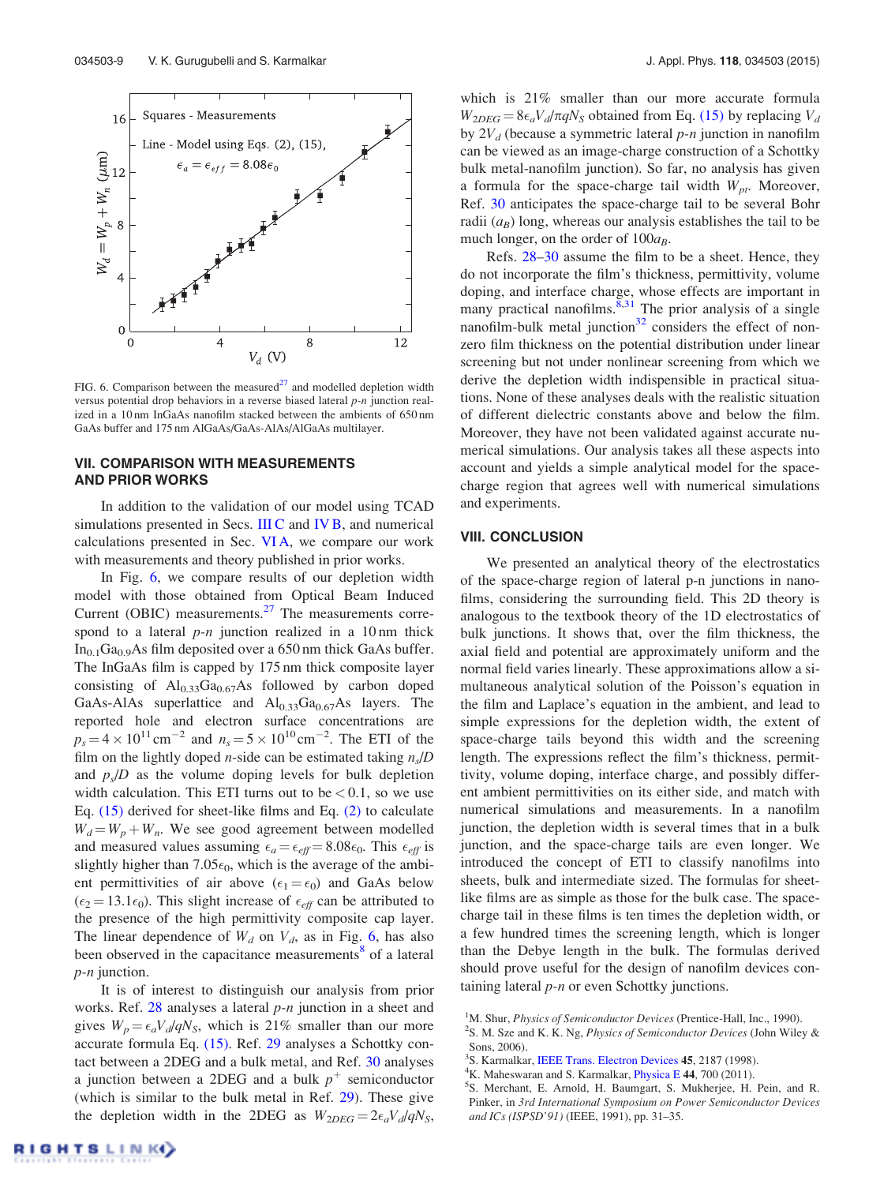FIG. 6. Comparison between the measured[27] and modelled depletion width versus potential drop behaviors in a reverse biased lateral *p-n* junction realized in a 10 nm InGaAs nanofilm stacked between the ambients of 650 nm GaAs buffer and 175 nm AlGaAs/GaAs-AlAs/AlGaAs multilayer.

## VII. COMPARISON WITH MEASUREMENTS AND PRIOR WORKS

In addition to the validation of our model using TCAD simulations presented in Secs. III C and IV B, and numerical calculations presented in Sec. VI A, we compare our work with measurements and theory published in prior works.

In Fig. 6, we compare results of our depletion width model with those obtained from Optical Beam Induced Current (OBIC) measurements.[27] The measurements correspond to a lateral *p-n* junction realized in a 10 nm thick $In_{0.1}Ga_{0.9}As$ film deposited over a 650 nm thick GaAs buffer. The InGaAs film is capped by 175 nm thick composite layer consisting of $Al_{0.33}Ga_{0.67}As$ followed by carbon doped GaAs-AlAs superlattice and $Al_{0.33}Ga_{0.67}As$ layers. The reported hole and electron surface concentrations are $p_s = 4 \times 10^{11}\,\text{cm}^{-2}$ and $n_s = 5 \times 10^{10}\,\text{cm}^{-2}$. The ETI of the film on the lightly doped *n*-side can be estimated taking $n_s/D$ and $p_s/D$ as the volume doping levels for bulk depletion width calculation. This ETI turns out to be $< 0.1$, so we use Eq. (15) derived for sheet-like films and Eq. (2) to calculate $W_d = W_p + W_n$. We see good agreement between modelled and measured values assuming $\epsilon_a = \epsilon_{eff} = 8.08\epsilon_0$. This $\epsilon_{eff}$ is slightly higher than $7.05\epsilon_0$, which is the average of the ambient permittivities of air above ($\epsilon_1 = \epsilon_0$) and GaAs below ($\epsilon_2 = 13.1\epsilon_0$). This slight increase of $\epsilon_{eff}$ can be attributed to the presence of the high permittivity composite cap layer. The linear dependence of $W_d$ on $V_d$, as in Fig. 6, has also been observed in the capacitance measurements[8] of a lateral *p-n* junction.

It is of interest to distinguish our analysis from prior works. Ref. 28 analyses a lateral *p-n* junction in a sheet and gives $W_p = \epsilon_a V_d / q N_S$, which is 21% smaller than our more accurate formula Eq. (15). Ref. 29 analyses a Schottky contact between a 2DEG and a bulk metal, and Ref. 30 analyses a junction between a 2DEG and a bulk $p^+$ semiconductor (which is similar to the bulk metal in Ref. 29). These give the depletion width in the 2DEG as $W_{2DEG} = 2\epsilon_a V_d / q N_S$, which is 21% smaller than our more accurate formula $W_{2DEG} = 8\epsilon_a V_d / \pi q N_S$ obtained from Eq. (15) by replacing $V_d$ by $2V_d$ (because a symmetric lateral *p-n* junction in nanofilm can be viewed as an image-charge construction of a Schottky bulk metal-nanofilm junction). So far, no analysis has given a formula for the space-charge tail width $W_{pt}$. Moreover, Ref. 30 anticipates the space-charge tail to be several Bohr radii ($a_B$) long, whereas our analysis establishes the tail to be much longer, on the order of $100 a_B$.

Refs. 28–30 assume the film to be a sheet. Hence, they do not incorporate the film's thickness, permittivity, volume doping, and interface charge, whose effects are important in many practical nanofilms.[8,31] The prior analysis of a single nanofilm-bulk metal junction[32] considers the effect of non-zero film thickness on the potential distribution under linear screening but not under nonlinear screening from which we derive the depletion width indispensible in practical situations. None of these analyses deals with the realistic situation of different dielectric constants above and below the film. Moreover, they have not been validated against accurate numerical simulations. Our analysis takes all these aspects into account and yields a simple analytical model for the space-charge region that agrees well with numerical simulations and experiments.

## VIII. CONCLUSION

We presented an analytical theory of the electrostatics of the space-charge region of lateral p-n junctions in nanofilms, considering the surrounding field. This 2D theory is analogous to the textbook theory of the 1D electrostatics of bulk junctions. It shows that, over the film thickness, the axial field and potential are approximately uniform and the normal field varies linearly. These approximations allow a simultaneous analytical solution of the Poisson's equation in the film and Laplace's equation in the ambient, and lead to simple expressions for the depletion width, the extent of space-charge tails beyond this width and the screening length. The expressions reflect the film's thickness, permittivity, volume doping, interface charge, and possibly different ambient permittivities on its either side, and match with numerical simulations and measurements. In a nanofilm junction, the depletion width is several times that in a bulk junction, and the space-charge tails are even longer. We introduced the concept of ETI to classify nanofilms into sheets, bulk and intermediate sized. The formulas for sheet-like films are as simple as those for the bulk case. The space-charge tail in these films is ten times the depletion width, or a few hundred times the screening length, which is longer than the Debye length in the bulk. The formulas derived should prove useful for the design of nanofilm devices containing lateral *p-n* or even Schottky junctions.

[1] M. Shur, *Physics of Semiconductor Devices* (Prentice-Hall, Inc., 1990).

[2] S. M. Sze and K. K. Ng, *Physics of Semiconductor Devices* (John Wiley & Sons, 2006).

[3] S. Karmalkar, IEEE Trans. Electron Devices **45**, 2187 (1998).

[4] K. Maheswaran and S. Karmalkar, Physica E **44**, 700 (2011).

[5] S. Merchant, E. Arnold, H. Baumgart, S. Mukherjee, H. Pein, and R. Pinker, in *3rd International Symposium on Power Semiconductor Devices and ICs (ISPSD'91)* (IEEE, 1991), pp. 31–35.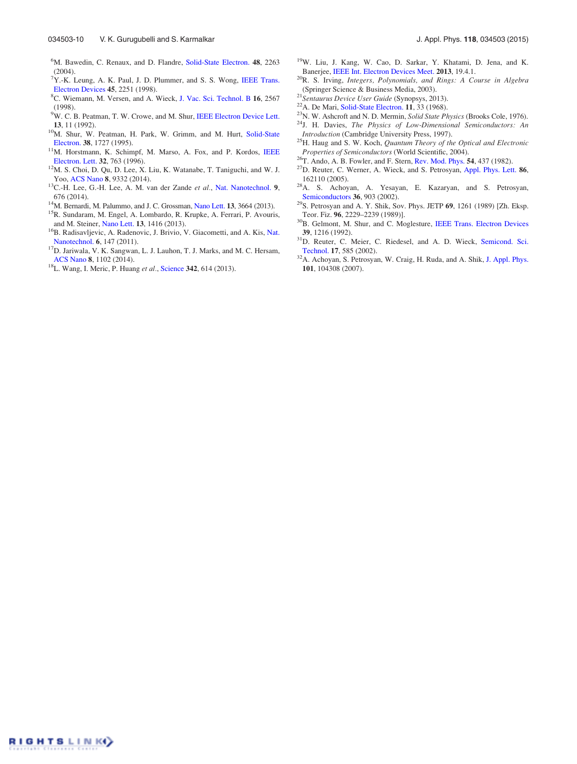[6]M. Bawedin, C. Renaux, and D. Flandre, Solid-State Electron. **48**, 2263 (2004).

[7]Y.-K. Leung, A. K. Paul, J. D. Plummer, and S. S. Wong, IEEE Trans. Electron Devices **45**, 2251 (1998).

[8]C. Wiemann, M. Versen, and A. Wieck, J. Vac. Sci. Technol. B **16**, 2567 (1998).

[9]W. C. B. Peatman, T. W. Crowe, and M. Shur, IEEE Electron Device Lett. **13**, 11 (1992).

[10]M. Shur, W. Peatman, H. Park, W. Grimm, and M. Hurt, Solid-State Electron. **38**, 1727 (1995).

[11]M. Horstmann, K. Schimpf, M. Marso, A. Fox, and P. Kordos, IEEE Electron. Lett. **32**, 763 (1996).

[12]M. S. Choi, D. Qu, D. Lee, X. Liu, K. Watanabe, T. Taniguchi, and W. J. Yoo, ACS Nano **8**, 9332 (2014).

[13]C.-H. Lee, G.-H. Lee, A. M. van der Zande *et al.*, Nat. Nanotechnol. **9**, 676 (2014).

[14]M. Bernardi, M. Palummo, and J. C. Grossman, Nano Lett. **13**, 3664 (2013).

[15]R. Sundaram, M. Engel, A. Lombardo, R. Krupke, A. Ferrari, P. Avouris, and M. Steiner, Nano Lett. **13**, 1416 (2013).

[16]B. Radisavljevic, A. Radenovic, J. Brivio, V. Giacometti, and A. Kis, Nat. Nanotechnol. **6**, 147 (2011).

[17]D. Jariwala, V. K. Sangwan, L. J. Lauhon, T. J. Marks, and M. C. Hersam, ACS Nano **8**, 1102 (2014).

[18]L. Wang, I. Meric, P. Huang *et al.*, Science **342**, 614 (2013).

[19]W. Liu, J. Kang, W. Cao, D. Sarkar, Y. Khatami, D. Jena, and K. Banerjee, IEEE Int. Electron Devices Meet. **2013**, 19.4.1.

[20]R. S. Irving, *Integers, Polynomials, and Rings: A Course in Algebra* (Springer Science & Business Media, 2003).

[21]*Sentaurus Device User Guide* (Synopsys, 2013).

[22]A. De Mari, Solid-State Electron. **11**, 33 (1968).

[23]N. W. Ashcroft and N. D. Mermin, *Solid State Physics* (Brooks Cole, 1976).

[24]J. H. Davies, *The Physics of Low-Dimensional Semiconductors: An Introduction* (Cambridge University Press, 1997).

[25]H. Haug and S. W. Koch, *Quantum Theory of the Optical and Electronic Properties of Semiconductors* (World Scientific, 2004).

[26]T. Ando, A. B. Fowler, and F. Stern, Rev. Mod. Phys. **54**, 437 (1982).

[27]D. Reuter, C. Werner, A. Wieck, and S. Petrosyan, Appl. Phys. Lett. **86**, 162110 (2005).

[28]A. S. Achoyan, A. Yesayan, E. Kazaryan, and S. Petrosyan, Semiconductors **36**, 903 (2002).

[29]S. Petrosyan and A. Y. Shik, Sov. Phys. JETP **69**, 1261 (1989) [Zh. Eksp. Teor. Fiz. **96**, 2229–2239 (1989)].

[30]B. Gelmont, M. Shur, and C. Moglesture, IEEE Trans. Electron Devices **39**, 1216 (1992).

[31]D. Reuter, C. Meier, C. Riedesel, and A. D. Wieck, Semicond. Sci. Technol. **17**, 585 (2002).

[32]A. Achoyan, S. Petrosyan, W. Craig, H. Ruda, and A. Shik, J. Appl. Phys. **101**, 104308 (2007).